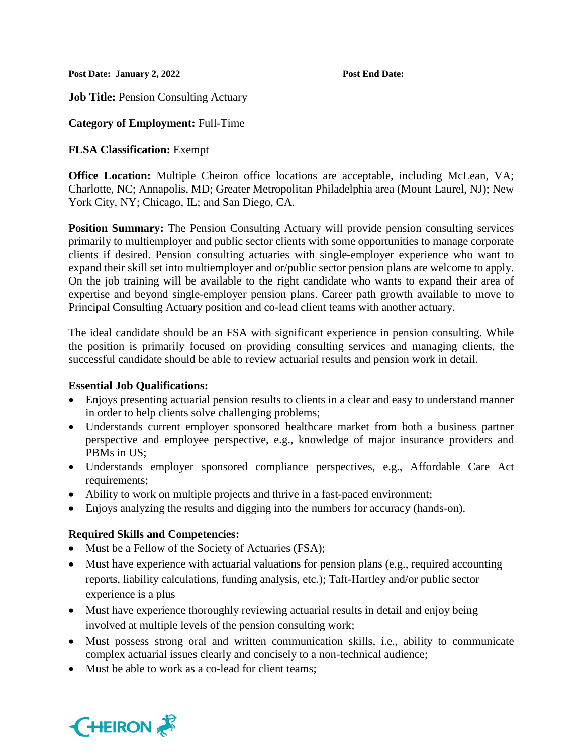**Post Date: January 2, 2022** **Post End Date:**

**Job Title:** Pension Consulting Actuary

**Category of Employment:** Full-Time

**FLSA Classification:** Exempt

**Office Location:** Multiple Cheiron office locations are acceptable, including McLean, VA; Charlotte, NC; Annapolis, MD; Greater Metropolitan Philadelphia area (Mount Laurel, NJ); New York City, NY; Chicago, IL; and San Diego, CA.

**Position Summary:** The Pension Consulting Actuary will provide pension consulting services primarily to multiemployer and public sector clients with some opportunities to manage corporate clients if desired. Pension consulting actuaries with single-employer experience who want to expand their skill set into multiemployer and or/public sector pension plans are welcome to apply. On the job training will be available to the right candidate who wants to expand their area of expertise and beyond single-employer pension plans. Career path growth available to move to Principal Consulting Actuary position and co-lead client teams with another actuary.

The ideal candidate should be an FSA with significant experience in pension consulting. While the position is primarily focused on providing consulting services and managing clients, the successful candidate should be able to review actuarial results and pension work in detail.

**Essential Job Qualifications:**

- Enjoys presenting actuarial pension results to clients in a clear and easy to understand manner in order to help clients solve challenging problems;
- Understands current employer sponsored healthcare market from both a business partner perspective and employee perspective, e.g., knowledge of major insurance providers and PBMs in US;
- Understands employer sponsored compliance perspectives, e.g., Affordable Care Act requirements;
- Ability to work on multiple projects and thrive in a fast-paced environment;
- Enjoys analyzing the results and digging into the numbers for accuracy (hands-on).

**Required Skills and Competencies:**

- Must be a Fellow of the Society of Actuaries (FSA);
- Must have experience with actuarial valuations for pension plans (e.g., required accounting reports, liability calculations, funding analysis, etc.); Taft-Hartley and/or public sector experience is a plus
- Must have experience thoroughly reviewing actuarial results in detail and enjoy being involved at multiple levels of the pension consulting work;
- Must possess strong oral and written communication skills, i.e., ability to communicate complex actuarial issues clearly and concisely to a non-technical audience;
- Must be able to work as a co-lead for client teams;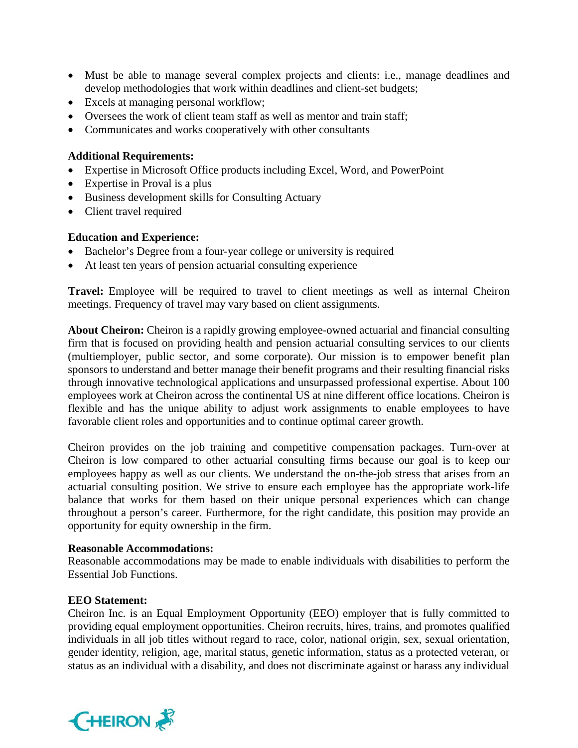- Must be able to manage several complex projects and clients: i.e., manage deadlines and develop methodologies that work within deadlines and client-set budgets;
- Excels at managing personal workflow;
- Oversees the work of client team staff as well as mentor and train staff;
- Communicates and works cooperatively with other consultants

**Additional Requirements:**

- Expertise in Microsoft Office products including Excel, Word, and PowerPoint
- Expertise in Proval is a plus
- Business development skills for Consulting Actuary
- Client travel required

**Education and Experience:**

- Bachelor's Degree from a four-year college or university is required
- At least ten years of pension actuarial consulting experience

**Travel:** Employee will be required to travel to client meetings as well as internal Cheiron meetings. Frequency of travel may vary based on client assignments.

**About Cheiron:** Cheiron is a rapidly growing employee-owned actuarial and financial consulting firm that is focused on providing health and pension actuarial consulting services to our clients (multiemployer, public sector, and some corporate). Our mission is to empower benefit plan sponsors to understand and better manage their benefit programs and their resulting financial risks through innovative technological applications and unsurpassed professional expertise. About 100 employees work at Cheiron across the continental US at nine different office locations. Cheiron is flexible and has the unique ability to adjust work assignments to enable employees to have favorable client roles and opportunities and to continue optimal career growth.

Cheiron provides on the job training and competitive compensation packages. Turn-over at Cheiron is low compared to other actuarial consulting firms because our goal is to keep our employees happy as well as our clients. We understand the on-the-job stress that arises from an actuarial consulting position. We strive to ensure each employee has the appropriate work-life balance that works for them based on their unique personal experiences which can change throughout a person's career. Furthermore, for the right candidate, this position may provide an opportunity for equity ownership in the firm.

**Reasonable Accommodations:**

Reasonable accommodations may be made to enable individuals with disabilities to perform the Essential Job Functions.

**EEO Statement:**

Cheiron Inc. is an Equal Employment Opportunity (EEO) employer that is fully committed to providing equal employment opportunities. Cheiron recruits, hires, trains, and promotes qualified individuals in all job titles without regard to race, color, national origin, sex, sexual orientation, gender identity, religion, age, marital status, genetic information, status as a protected veteran, or status as an individual with a disability, and does not discriminate against or harass any individual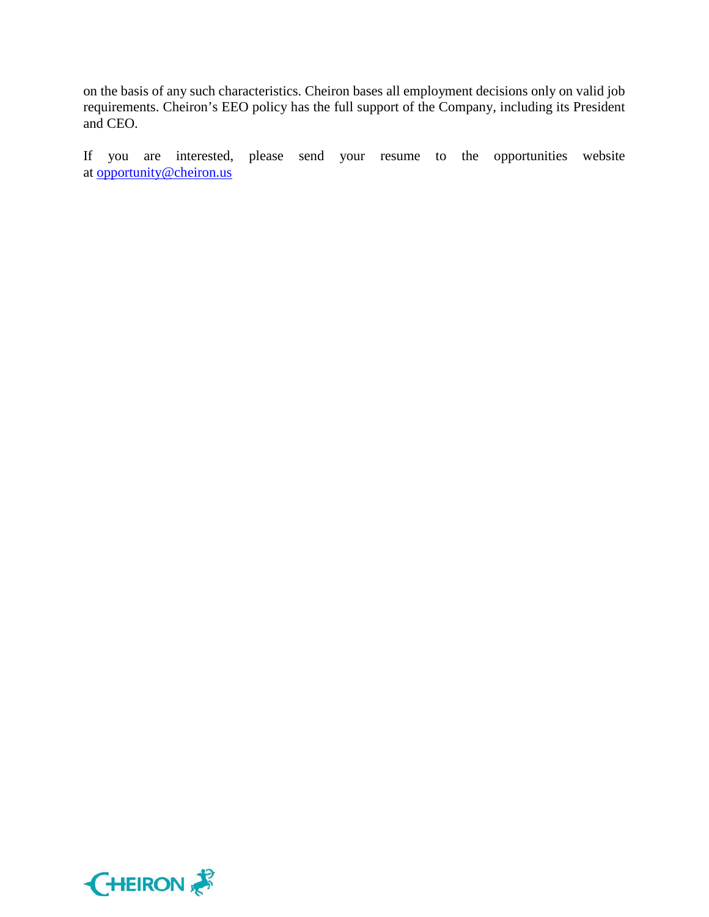on the basis of any such characteristics. Cheiron bases all employment decisions only on valid job requirements. Cheiron's EEO policy has the full support of the Company, including its President and CEO.

If you are interested, please send your resume to the opportunities website at [opportunity@cheiron.us](mailto:opportunity@cheiron.us)